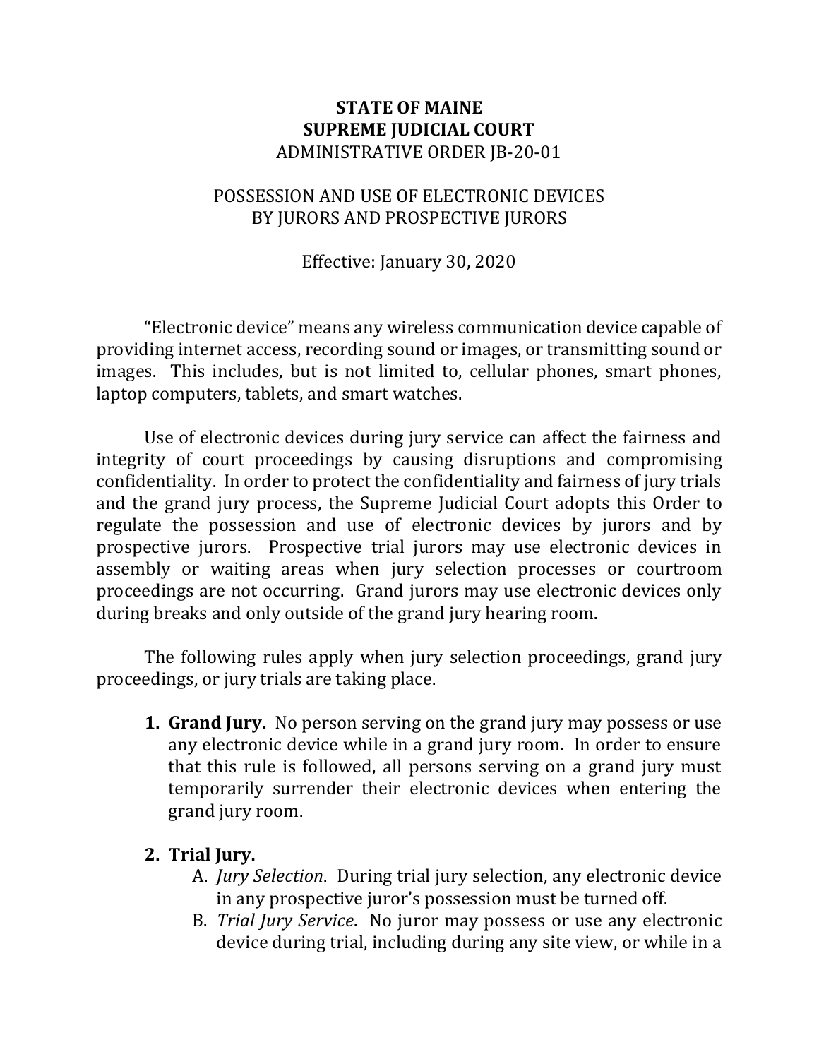**STATE OF MAINE**
**SUPREME JUDICIAL COURT**
ADMINISTRATIVE ORDER JB-20-01

POSSESSION AND USE OF ELECTRONIC DEVICES
BY JURORS AND PROSPECTIVE JURORS

Effective: January 30, 2020

"Electronic device" means any wireless communication device capable of providing internet access, recording sound or images, or transmitting sound or images. This includes, but is not limited to, cellular phones, smart phones, laptop computers, tablets, and smart watches.

Use of electronic devices during jury service can affect the fairness and integrity of court proceedings by causing disruptions and compromising confidentiality. In order to protect the confidentiality and fairness of jury trials and the grand jury process, the Supreme Judicial Court adopts this Order to regulate the possession and use of electronic devices by jurors and by prospective jurors. Prospective trial jurors may use electronic devices in assembly or waiting areas when jury selection processes or courtroom proceedings are not occurring. Grand jurors may use electronic devices only during breaks and only outside of the grand jury hearing room.

The following rules apply when jury selection proceedings, grand jury proceedings, or jury trials are taking place.

1. **Grand Jury.** No person serving on the grand jury may possess or use any electronic device while in a grand jury room. In order to ensure that this rule is followed, all persons serving on a grand jury must temporarily surrender their electronic devices when entering the grand jury room.

2. **Trial Jury.**
   A. *Jury Selection*. During trial jury selection, any electronic device in any prospective juror's possession must be turned off.
   B. *Trial Jury Service*. No juror may possess or use any electronic device during trial, including during any site view, or while in a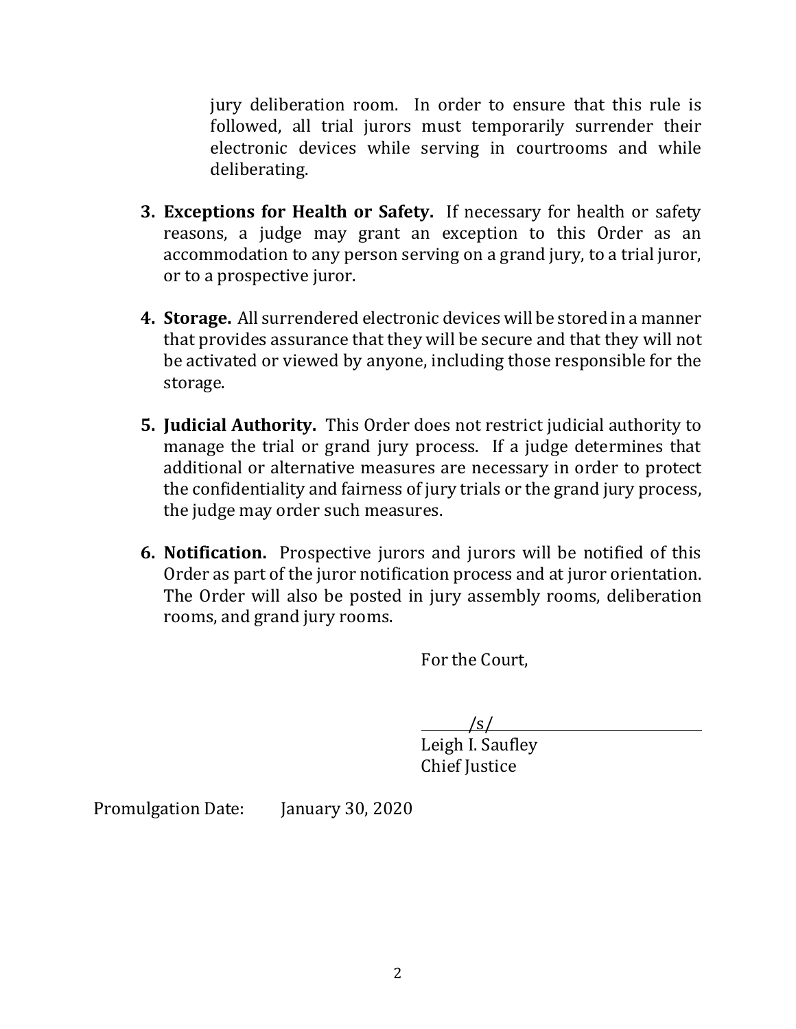jury deliberation room. In order to ensure that this rule is followed, all trial jurors must temporarily surrender their electronic devices while serving in courtrooms and while deliberating.

3. **Exceptions for Health or Safety.** If necessary for health or safety reasons, a judge may grant an exception to this Order as an accommodation to any person serving on a grand jury, to a trial juror, or to a prospective juror.

4. **Storage.** All surrendered electronic devices will be stored in a manner that provides assurance that they will be secure and that they will not be activated or viewed by anyone, including those responsible for the storage.

5. **Judicial Authority.** This Order does not restrict judicial authority to manage the trial or grand jury process. If a judge determines that additional or alternative measures are necessary in order to protect the confidentiality and fairness of jury trials or the grand jury process, the judge may order such measures.

6. **Notification.** Prospective jurors and jurors will be notified of this Order as part of the juror notification process and at juror orientation. The Order will also be posted in jury assembly rooms, deliberation rooms, and grand jury rooms.

For the Court,

/s/

Leigh I. Saufley
Chief Justice

Promulgation Date: January 30, 2020